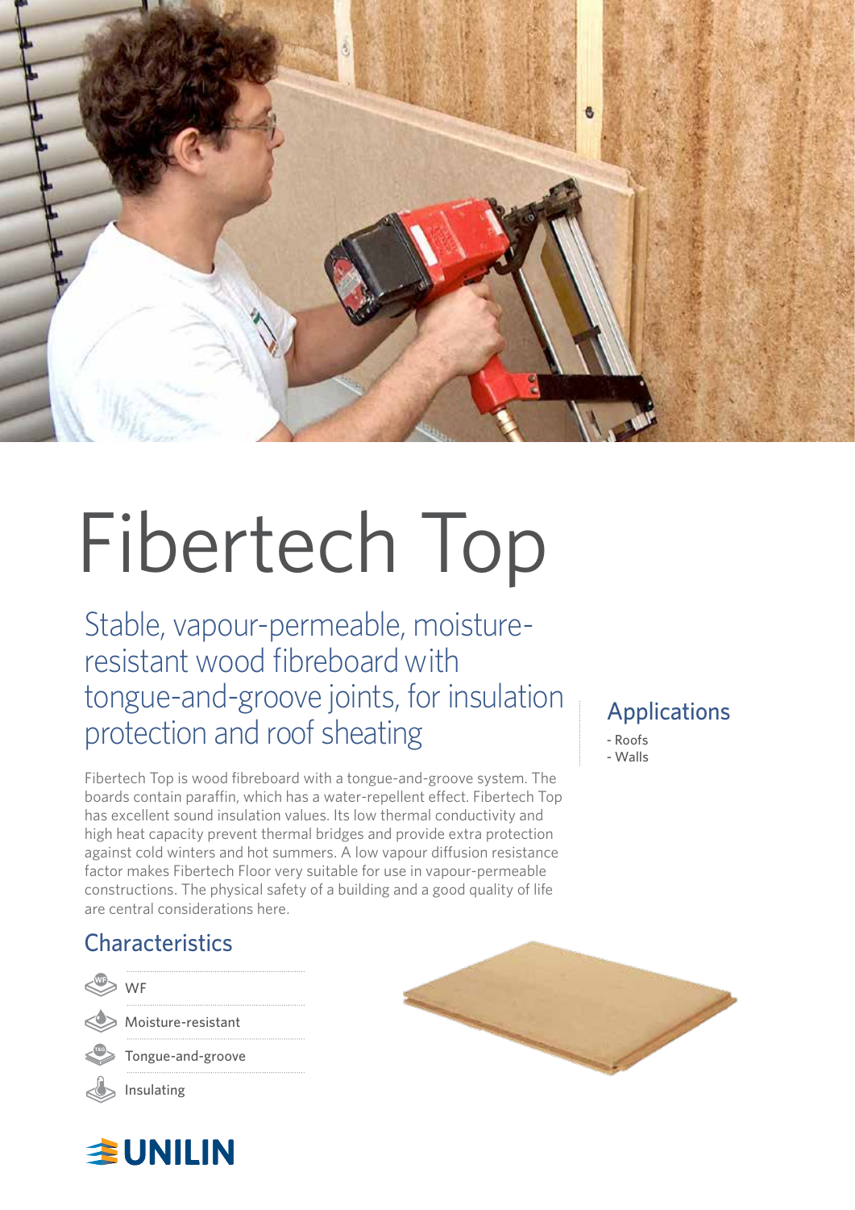# Fibertech Top

## Stable, vapour-permeable, moisture-resistant wood fibreboard with tongue-and-groove joints, for insulation protection and roof sheating

Fibertech Top is wood fibreboard with a tongue-and-groove system. The boards contain paraffin, which has a water-repellent effect. Fibertech Top has excellent sound insulation values. Its low thermal conductivity and high heat capacity prevent thermal bridges and provide extra protection against cold winters and hot summers. A low vapour diffusion resistance factor makes Fibertech Floor very suitable for use in vapour-permeable constructions. The physical safety of a building and a good quality of life are central considerations here.

## Applications

- Roofs
- Walls

## Characteristics

- WF
- Moisture-resistant
- Tongue-and-groove
- Insulating

UNILIN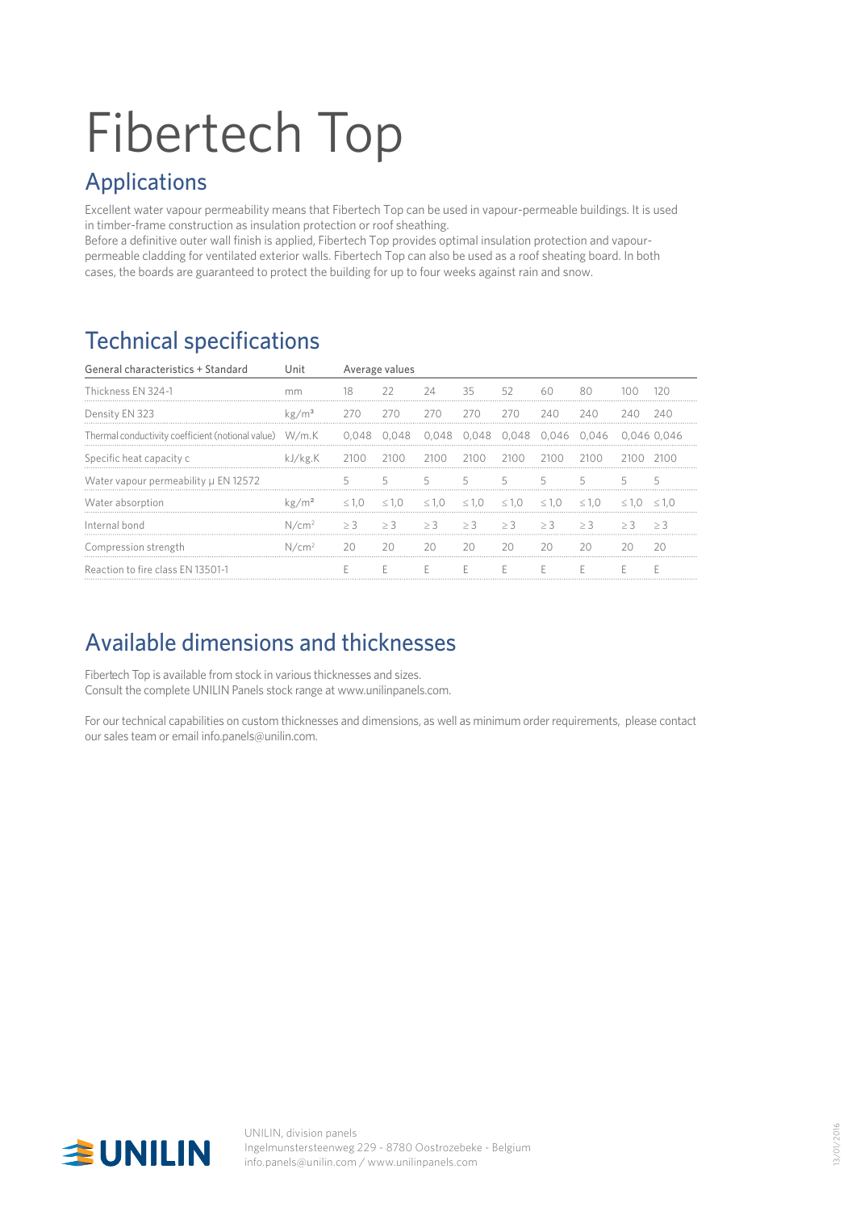# Fibertech Top

## Applications

Excellent water vapour permeability means that Fibertech Top can be used in vapour-permeable buildings. It is used in timber-frame construction as insulation protection or roof sheathing.
Before a definitive outer wall finish is applied, Fibertech Top provides optimal insulation protection and vapour-permeable cladding for ventilated exterior walls. Fibertech Top can also be used as a roof sheating board. In both cases, the boards are guaranteed to protect the building for up to four weeks against rain and snow.

## Technical specifications

| General characteristics + Standard | Unit | Average values | | | | | | | | |
|---|---|---|---|---|---|---|---|---|---|---|
| Thickness EN 324-1 | mm | 18 | 22 | 24 | 35 | 52 | 60 | 80 | 100 | 120 |
| Density EN 323 | kg/m³ | 270 | 270 | 270 | 270 | 270 | 240 | 240 | 240 | 240 |
| Thermal conductivity coefficient (notional value) | W/m.K | 0,048 | 0,048 | 0,048 | 0,048 | 0,048 | 0,046 | 0,046 | 0,046 | 0,046 |
| Specific heat capacity c | kJ/kg.K | 2100 | 2100 | 2100 | 2100 | 2100 | 2100 | 2100 | 2100 | 2100 |
| Water vapour permeability μ EN 12572 | | 5 | 5 | 5 | 5 | 5 | 5 | 5 | 5 | 5 |
| Water absorption | kg/m² | ≤ 1,0 | ≤ 1,0 | ≤ 1,0 | ≤ 1,0 | ≤ 1,0 | ≤ 1,0 | ≤ 1,0 | ≤ 1,0 | ≤ 1,0 |
| Internal bond | N/cm² | ≥ 3 | ≥ 3 | ≥ 3 | ≥ 3 | ≥ 3 | ≥ 3 | ≥ 3 | ≥ 3 | ≥ 3 |
| Compression strength | N/cm² | 20 | 20 | 20 | 20 | 20 | 20 | 20 | 20 | 20 |
| Reaction to fire class EN 13501-1 | | E | E | E | E | E | E | E | E | E |

## Available dimensions and thicknesses

Fibertech Top is available from stock in various thicknesses and sizes.
Consult the complete UNILIN Panels stock range at www.unilinpanels.com.

For our technical capabilities on custom thicknesses and dimensions, as well as minimum order requirements, please contact our sales team or email info.panels@unilin.com.

UNILIN

UNILIN, division panels
Ingelmunstersteenweg 229 - 8780 Oostrozebeke - Belgium
info.panels@unilin.com / www.unilinpanels.com

13/01/2016